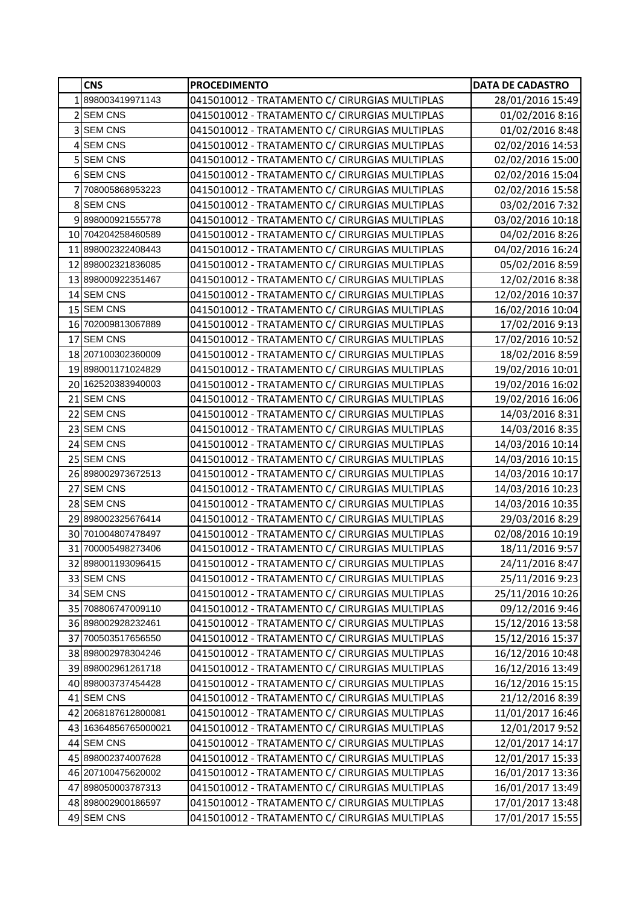| | CNS | PROCEDIMENTO | DATA DE CADASTRO |
|---|---|---|---|
| 1 | 898003419971143 | 0415010012 - TRATAMENTO C/ CIRURGIAS MULTIPLAS | 28/01/2016 15:49 |
| 2 | SEM CNS | 0415010012 - TRATAMENTO C/ CIRURGIAS MULTIPLAS | 01/02/2016 8:16 |
| 3 | SEM CNS | 0415010012 - TRATAMENTO C/ CIRURGIAS MULTIPLAS | 01/02/2016 8:48 |
| 4 | SEM CNS | 0415010012 - TRATAMENTO C/ CIRURGIAS MULTIPLAS | 02/02/2016 14:53 |
| 5 | SEM CNS | 0415010012 - TRATAMENTO C/ CIRURGIAS MULTIPLAS | 02/02/2016 15:00 |
| 6 | SEM CNS | 0415010012 - TRATAMENTO C/ CIRURGIAS MULTIPLAS | 02/02/2016 15:04 |
| 7 | 708005868953223 | 0415010012 - TRATAMENTO C/ CIRURGIAS MULTIPLAS | 02/02/2016 15:58 |
| 8 | SEM CNS | 0415010012 - TRATAMENTO C/ CIRURGIAS MULTIPLAS | 03/02/2016 7:32 |
| 9 | 898000921555778 | 0415010012 - TRATAMENTO C/ CIRURGIAS MULTIPLAS | 03/02/2016 10:18 |
| 10 | 704204258460589 | 0415010012 - TRATAMENTO C/ CIRURGIAS MULTIPLAS | 04/02/2016 8:26 |
| 11 | 898002322408443 | 0415010012 - TRATAMENTO C/ CIRURGIAS MULTIPLAS | 04/02/2016 16:24 |
| 12 | 898002321836085 | 0415010012 - TRATAMENTO C/ CIRURGIAS MULTIPLAS | 05/02/2016 8:59 |
| 13 | 898000922351467 | 0415010012 - TRATAMENTO C/ CIRURGIAS MULTIPLAS | 12/02/2016 8:38 |
| 14 | SEM CNS | 0415010012 - TRATAMENTO C/ CIRURGIAS MULTIPLAS | 12/02/2016 10:37 |
| 15 | SEM CNS | 0415010012 - TRATAMENTO C/ CIRURGIAS MULTIPLAS | 16/02/2016 10:04 |
| 16 | 702009813067889 | 0415010012 - TRATAMENTO C/ CIRURGIAS MULTIPLAS | 17/02/2016 9:13 |
| 17 | SEM CNS | 0415010012 - TRATAMENTO C/ CIRURGIAS MULTIPLAS | 17/02/2016 10:52 |
| 18 | 207100302360009 | 0415010012 - TRATAMENTO C/ CIRURGIAS MULTIPLAS | 18/02/2016 8:59 |
| 19 | 898001171024829 | 0415010012 - TRATAMENTO C/ CIRURGIAS MULTIPLAS | 19/02/2016 10:01 |
| 20 | 162520383940003 | 0415010012 - TRATAMENTO C/ CIRURGIAS MULTIPLAS | 19/02/2016 16:02 |
| 21 | SEM CNS | 0415010012 - TRATAMENTO C/ CIRURGIAS MULTIPLAS | 19/02/2016 16:06 |
| 22 | SEM CNS | 0415010012 - TRATAMENTO C/ CIRURGIAS MULTIPLAS | 14/03/2016 8:31 |
| 23 | SEM CNS | 0415010012 - TRATAMENTO C/ CIRURGIAS MULTIPLAS | 14/03/2016 8:35 |
| 24 | SEM CNS | 0415010012 - TRATAMENTO C/ CIRURGIAS MULTIPLAS | 14/03/2016 10:14 |
| 25 | SEM CNS | 0415010012 - TRATAMENTO C/ CIRURGIAS MULTIPLAS | 14/03/2016 10:15 |
| 26 | 898002973672513 | 0415010012 - TRATAMENTO C/ CIRURGIAS MULTIPLAS | 14/03/2016 10:17 |
| 27 | SEM CNS | 0415010012 - TRATAMENTO C/ CIRURGIAS MULTIPLAS | 14/03/2016 10:23 |
| 28 | SEM CNS | 0415010012 - TRATAMENTO C/ CIRURGIAS MULTIPLAS | 14/03/2016 10:35 |
| 29 | 898002325676414 | 0415010012 - TRATAMENTO C/ CIRURGIAS MULTIPLAS | 29/03/2016 8:29 |
| 30 | 701004807478497 | 0415010012 - TRATAMENTO C/ CIRURGIAS MULTIPLAS | 02/08/2016 10:19 |
| 31 | 700005498273406 | 0415010012 - TRATAMENTO C/ CIRURGIAS MULTIPLAS | 18/11/2016 9:57 |
| 32 | 898001193096415 | 0415010012 - TRATAMENTO C/ CIRURGIAS MULTIPLAS | 24/11/2016 8:47 |
| 33 | SEM CNS | 0415010012 - TRATAMENTO C/ CIRURGIAS MULTIPLAS | 25/11/2016 9:23 |
| 34 | SEM CNS | 0415010012 - TRATAMENTO C/ CIRURGIAS MULTIPLAS | 25/11/2016 10:26 |
| 35 | 708806747009110 | 0415010012 - TRATAMENTO C/ CIRURGIAS MULTIPLAS | 09/12/2016 9:46 |
| 36 | 898002928232461 | 0415010012 - TRATAMENTO C/ CIRURGIAS MULTIPLAS | 15/12/2016 13:58 |
| 37 | 700503517656550 | 0415010012 - TRATAMENTO C/ CIRURGIAS MULTIPLAS | 15/12/2016 15:37 |
| 38 | 898002978304246 | 0415010012 - TRATAMENTO C/ CIRURGIAS MULTIPLAS | 16/12/2016 10:48 |
| 39 | 898002961261718 | 0415010012 - TRATAMENTO C/ CIRURGIAS MULTIPLAS | 16/12/2016 13:49 |
| 40 | 898003737454428 | 0415010012 - TRATAMENTO C/ CIRURGIAS MULTIPLAS | 16/12/2016 15:15 |
| 41 | SEM CNS | 0415010012 - TRATAMENTO C/ CIRURGIAS MULTIPLAS | 21/12/2016 8:39 |
| 42 | 2068187612800081 | 0415010012 - TRATAMENTO C/ CIRURGIAS MULTIPLAS | 11/01/2017 16:46 |
| 43 | 16364856765000021 | 0415010012 - TRATAMENTO C/ CIRURGIAS MULTIPLAS | 12/01/2017 9:52 |
| 44 | SEM CNS | 0415010012 - TRATAMENTO C/ CIRURGIAS MULTIPLAS | 12/01/2017 14:17 |
| 45 | 898002374007628 | 0415010012 - TRATAMENTO C/ CIRURGIAS MULTIPLAS | 12/01/2017 15:33 |
| 46 | 207100475620002 | 0415010012 - TRATAMENTO C/ CIRURGIAS MULTIPLAS | 16/01/2017 13:36 |
| 47 | 898050003787313 | 0415010012 - TRATAMENTO C/ CIRURGIAS MULTIPLAS | 16/01/2017 13:49 |
| 48 | 898002900186597 | 0415010012 - TRATAMENTO C/ CIRURGIAS MULTIPLAS | 17/01/2017 13:48 |
| 49 | SEM CNS | 0415010012 - TRATAMENTO C/ CIRURGIAS MULTIPLAS | 17/01/2017 15:55 |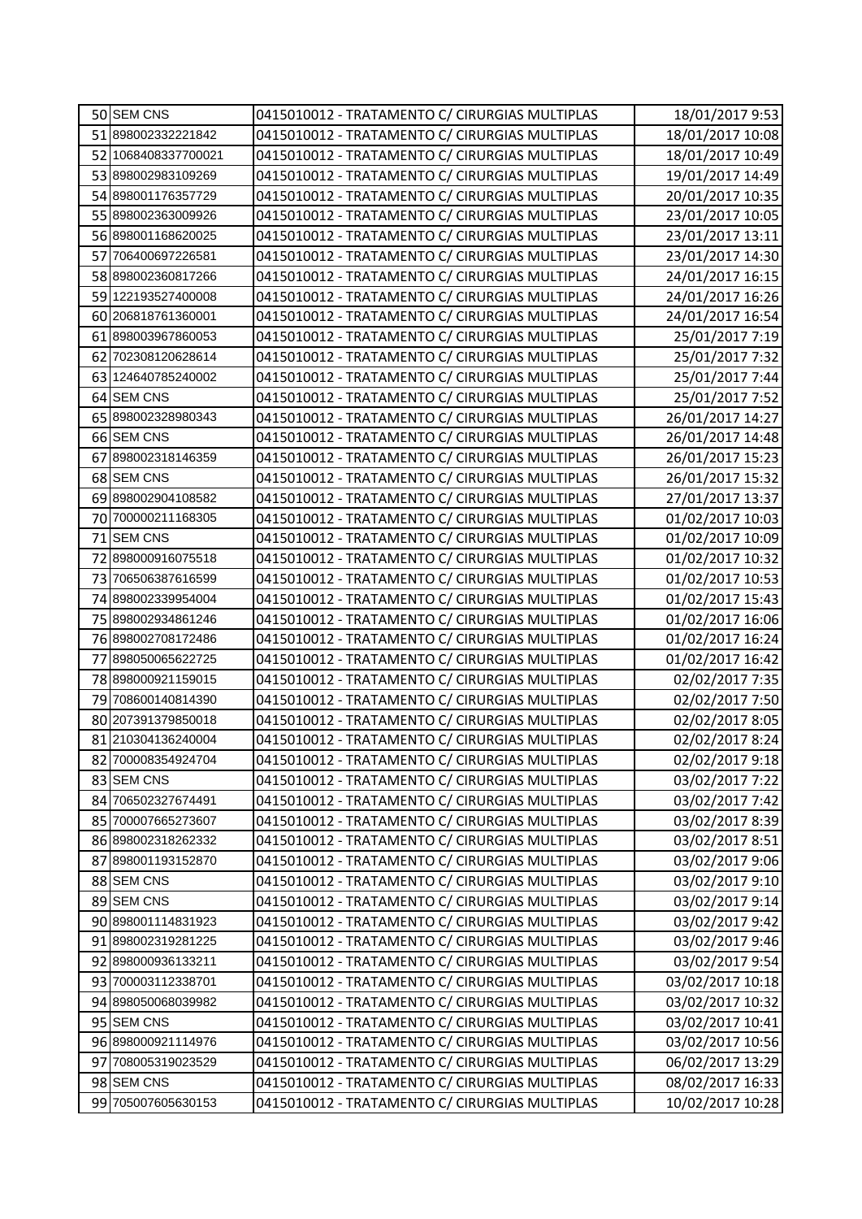| | | | |
|---|---|---|---|
| 50 | SEM CNS | 0415010012 - TRATAMENTO C/ CIRURGIAS MULTIPLAS | 18/01/2017 9:53 |
| 51 | 898002332221842 | 0415010012 - TRATAMENTO C/ CIRURGIAS MULTIPLAS | 18/01/2017 10:08 |
| 52 | 1068408337700021 | 0415010012 - TRATAMENTO C/ CIRURGIAS MULTIPLAS | 18/01/2017 10:49 |
| 53 | 898002983109269 | 0415010012 - TRATAMENTO C/ CIRURGIAS MULTIPLAS | 19/01/2017 14:49 |
| 54 | 898001176357729 | 0415010012 - TRATAMENTO C/ CIRURGIAS MULTIPLAS | 20/01/2017 10:35 |
| 55 | 898002363009926 | 0415010012 - TRATAMENTO C/ CIRURGIAS MULTIPLAS | 23/01/2017 10:05 |
| 56 | 898001168620025 | 0415010012 - TRATAMENTO C/ CIRURGIAS MULTIPLAS | 23/01/2017 13:11 |
| 57 | 706400697226581 | 0415010012 - TRATAMENTO C/ CIRURGIAS MULTIPLAS | 23/01/2017 14:30 |
| 58 | 898002360817266 | 0415010012 - TRATAMENTO C/ CIRURGIAS MULTIPLAS | 24/01/2017 16:15 |
| 59 | 122193527400008 | 0415010012 - TRATAMENTO C/ CIRURGIAS MULTIPLAS | 24/01/2017 16:26 |
| 60 | 206818761360001 | 0415010012 - TRATAMENTO C/ CIRURGIAS MULTIPLAS | 24/01/2017 16:54 |
| 61 | 898003967860053 | 0415010012 - TRATAMENTO C/ CIRURGIAS MULTIPLAS | 25/01/2017 7:19 |
| 62 | 702308120628614 | 0415010012 - TRATAMENTO C/ CIRURGIAS MULTIPLAS | 25/01/2017 7:32 |
| 63 | 124640785240002 | 0415010012 - TRATAMENTO C/ CIRURGIAS MULTIPLAS | 25/01/2017 7:44 |
| 64 | SEM CNS | 0415010012 - TRATAMENTO C/ CIRURGIAS MULTIPLAS | 25/01/2017 7:52 |
| 65 | 898002328980343 | 0415010012 - TRATAMENTO C/ CIRURGIAS MULTIPLAS | 26/01/2017 14:27 |
| 66 | SEM CNS | 0415010012 - TRATAMENTO C/ CIRURGIAS MULTIPLAS | 26/01/2017 14:48 |
| 67 | 898002318146359 | 0415010012 - TRATAMENTO C/ CIRURGIAS MULTIPLAS | 26/01/2017 15:23 |
| 68 | SEM CNS | 0415010012 - TRATAMENTO C/ CIRURGIAS MULTIPLAS | 26/01/2017 15:32 |
| 69 | 898002904108582 | 0415010012 - TRATAMENTO C/ CIRURGIAS MULTIPLAS | 27/01/2017 13:37 |
| 70 | 700000211168305 | 0415010012 - TRATAMENTO C/ CIRURGIAS MULTIPLAS | 01/02/2017 10:03 |
| 71 | SEM CNS | 0415010012 - TRATAMENTO C/ CIRURGIAS MULTIPLAS | 01/02/2017 10:09 |
| 72 | 898000916075518 | 0415010012 - TRATAMENTO C/ CIRURGIAS MULTIPLAS | 01/02/2017 10:32 |
| 73 | 706506387616599 | 0415010012 - TRATAMENTO C/ CIRURGIAS MULTIPLAS | 01/02/2017 10:53 |
| 74 | 898002339954004 | 0415010012 - TRATAMENTO C/ CIRURGIAS MULTIPLAS | 01/02/2017 15:43 |
| 75 | 898002934861246 | 0415010012 - TRATAMENTO C/ CIRURGIAS MULTIPLAS | 01/02/2017 16:06 |
| 76 | 898002708172486 | 0415010012 - TRATAMENTO C/ CIRURGIAS MULTIPLAS | 01/02/2017 16:24 |
| 77 | 898050065622725 | 0415010012 - TRATAMENTO C/ CIRURGIAS MULTIPLAS | 01/02/2017 16:42 |
| 78 | 898000921159015 | 0415010012 - TRATAMENTO C/ CIRURGIAS MULTIPLAS | 02/02/2017 7:35 |
| 79 | 708600140814390 | 0415010012 - TRATAMENTO C/ CIRURGIAS MULTIPLAS | 02/02/2017 7:50 |
| 80 | 207391379850018 | 0415010012 - TRATAMENTO C/ CIRURGIAS MULTIPLAS | 02/02/2017 8:05 |
| 81 | 210304136240004 | 0415010012 - TRATAMENTO C/ CIRURGIAS MULTIPLAS | 02/02/2017 8:24 |
| 82 | 700008354924704 | 0415010012 - TRATAMENTO C/ CIRURGIAS MULTIPLAS | 02/02/2017 9:18 |
| 83 | SEM CNS | 0415010012 - TRATAMENTO C/ CIRURGIAS MULTIPLAS | 03/02/2017 7:22 |
| 84 | 706502327674491 | 0415010012 - TRATAMENTO C/ CIRURGIAS MULTIPLAS | 03/02/2017 7:42 |
| 85 | 700007665273607 | 0415010012 - TRATAMENTO C/ CIRURGIAS MULTIPLAS | 03/02/2017 8:39 |
| 86 | 898002318262332 | 0415010012 - TRATAMENTO C/ CIRURGIAS MULTIPLAS | 03/02/2017 8:51 |
| 87 | 898001193152870 | 0415010012 - TRATAMENTO C/ CIRURGIAS MULTIPLAS | 03/02/2017 9:06 |
| 88 | SEM CNS | 0415010012 - TRATAMENTO C/ CIRURGIAS MULTIPLAS | 03/02/2017 9:10 |
| 89 | SEM CNS | 0415010012 - TRATAMENTO C/ CIRURGIAS MULTIPLAS | 03/02/2017 9:14 |
| 90 | 898001114831923 | 0415010012 - TRATAMENTO C/ CIRURGIAS MULTIPLAS | 03/02/2017 9:42 |
| 91 | 898002319281225 | 0415010012 - TRATAMENTO C/ CIRURGIAS MULTIPLAS | 03/02/2017 9:46 |
| 92 | 898000936133211 | 0415010012 - TRATAMENTO C/ CIRURGIAS MULTIPLAS | 03/02/2017 9:54 |
| 93 | 700003112338701 | 0415010012 - TRATAMENTO C/ CIRURGIAS MULTIPLAS | 03/02/2017 10:18 |
| 94 | 898050068039982 | 0415010012 - TRATAMENTO C/ CIRURGIAS MULTIPLAS | 03/02/2017 10:32 |
| 95 | SEM CNS | 0415010012 - TRATAMENTO C/ CIRURGIAS MULTIPLAS | 03/02/2017 10:41 |
| 96 | 898000921114976 | 0415010012 - TRATAMENTO C/ CIRURGIAS MULTIPLAS | 03/02/2017 10:56 |
| 97 | 708005319023529 | 0415010012 - TRATAMENTO C/ CIRURGIAS MULTIPLAS | 06/02/2017 13:29 |
| 98 | SEM CNS | 0415010012 - TRATAMENTO C/ CIRURGIAS MULTIPLAS | 08/02/2017 16:33 |
| 99 | 705007605630153 | 0415010012 - TRATAMENTO C/ CIRURGIAS MULTIPLAS | 10/02/2017 10:28 |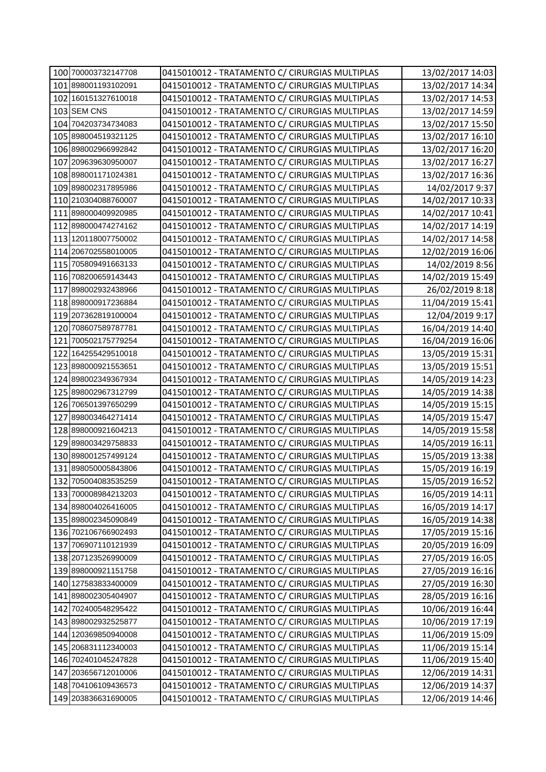| | | | |
|---|---|---|---|
| 100 | 700003732147708 | 0415010012 - TRATAMENTO C/ CIRURGIAS MULTIPLAS | 13/02/2017 14:03 |
| 101 | 898001193102091 | 0415010012 - TRATAMENTO C/ CIRURGIAS MULTIPLAS | 13/02/2017 14:34 |
| 102 | 160151327610018 | 0415010012 - TRATAMENTO C/ CIRURGIAS MULTIPLAS | 13/02/2017 14:53 |
| 103 | SEM CNS | 0415010012 - TRATAMENTO C/ CIRURGIAS MULTIPLAS | 13/02/2017 14:59 |
| 104 | 704203734734083 | 0415010012 - TRATAMENTO C/ CIRURGIAS MULTIPLAS | 13/02/2017 15:50 |
| 105 | 898004519321125 | 0415010012 - TRATAMENTO C/ CIRURGIAS MULTIPLAS | 13/02/2017 16:10 |
| 106 | 898002966992842 | 0415010012 - TRATAMENTO C/ CIRURGIAS MULTIPLAS | 13/02/2017 16:20 |
| 107 | 209639630950007 | 0415010012 - TRATAMENTO C/ CIRURGIAS MULTIPLAS | 13/02/2017 16:27 |
| 108 | 898001171024381 | 0415010012 - TRATAMENTO C/ CIRURGIAS MULTIPLAS | 13/02/2017 16:36 |
| 109 | 898002317895986 | 0415010012 - TRATAMENTO C/ CIRURGIAS MULTIPLAS | 14/02/2017 9:37 |
| 110 | 210304088760007 | 0415010012 - TRATAMENTO C/ CIRURGIAS MULTIPLAS | 14/02/2017 10:33 |
| 111 | 898000409920985 | 0415010012 - TRATAMENTO C/ CIRURGIAS MULTIPLAS | 14/02/2017 10:41 |
| 112 | 898000474274162 | 0415010012 - TRATAMENTO C/ CIRURGIAS MULTIPLAS | 14/02/2017 14:19 |
| 113 | 120118007750002 | 0415010012 - TRATAMENTO C/ CIRURGIAS MULTIPLAS | 14/02/2017 14:58 |
| 114 | 206702558010005 | 0415010012 - TRATAMENTO C/ CIRURGIAS MULTIPLAS | 12/02/2019 16:06 |
| 115 | 705809491663133 | 0415010012 - TRATAMENTO C/ CIRURGIAS MULTIPLAS | 14/02/2019 8:56 |
| 116 | 708200659143443 | 0415010012 - TRATAMENTO C/ CIRURGIAS MULTIPLAS | 14/02/2019 15:49 |
| 117 | 898002932438966 | 0415010012 - TRATAMENTO C/ CIRURGIAS MULTIPLAS | 26/02/2019 8:18 |
| 118 | 898000917236884 | 0415010012 - TRATAMENTO C/ CIRURGIAS MULTIPLAS | 11/04/2019 15:41 |
| 119 | 207362819100004 | 0415010012 - TRATAMENTO C/ CIRURGIAS MULTIPLAS | 12/04/2019 9:17 |
| 120 | 708607589787781 | 0415010012 - TRATAMENTO C/ CIRURGIAS MULTIPLAS | 16/04/2019 14:40 |
| 121 | 700502175779254 | 0415010012 - TRATAMENTO C/ CIRURGIAS MULTIPLAS | 16/04/2019 16:06 |
| 122 | 164255429510018 | 0415010012 - TRATAMENTO C/ CIRURGIAS MULTIPLAS | 13/05/2019 15:31 |
| 123 | 898000921553651 | 0415010012 - TRATAMENTO C/ CIRURGIAS MULTIPLAS | 13/05/2019 15:51 |
| 124 | 898002349367934 | 0415010012 - TRATAMENTO C/ CIRURGIAS MULTIPLAS | 14/05/2019 14:23 |
| 125 | 898002967312799 | 0415010012 - TRATAMENTO C/ CIRURGIAS MULTIPLAS | 14/05/2019 14:38 |
| 126 | 706501397650299 | 0415010012 - TRATAMENTO C/ CIRURGIAS MULTIPLAS | 14/05/2019 15:15 |
| 127 | 898003464271414 | 0415010012 - TRATAMENTO C/ CIRURGIAS MULTIPLAS | 14/05/2019 15:47 |
| 128 | 898000921604213 | 0415010012 - TRATAMENTO C/ CIRURGIAS MULTIPLAS | 14/05/2019 15:58 |
| 129 | 898003429758833 | 0415010012 - TRATAMENTO C/ CIRURGIAS MULTIPLAS | 14/05/2019 16:11 |
| 130 | 898001257499124 | 0415010012 - TRATAMENTO C/ CIRURGIAS MULTIPLAS | 15/05/2019 13:38 |
| 131 | 898050005843806 | 0415010012 - TRATAMENTO C/ CIRURGIAS MULTIPLAS | 15/05/2019 16:19 |
| 132 | 705004083535259 | 0415010012 - TRATAMENTO C/ CIRURGIAS MULTIPLAS | 15/05/2019 16:52 |
| 133 | 700008984213203 | 0415010012 - TRATAMENTO C/ CIRURGIAS MULTIPLAS | 16/05/2019 14:11 |
| 134 | 898004026416005 | 0415010012 - TRATAMENTO C/ CIRURGIAS MULTIPLAS | 16/05/2019 14:17 |
| 135 | 898002345090849 | 0415010012 - TRATAMENTO C/ CIRURGIAS MULTIPLAS | 16/05/2019 14:38 |
| 136 | 702106766902493 | 0415010012 - TRATAMENTO C/ CIRURGIAS MULTIPLAS | 17/05/2019 15:16 |
| 137 | 706907110121939 | 0415010012 - TRATAMENTO C/ CIRURGIAS MULTIPLAS | 20/05/2019 16:09 |
| 138 | 207123526990009 | 0415010012 - TRATAMENTO C/ CIRURGIAS MULTIPLAS | 27/05/2019 16:05 |
| 139 | 898000921151758 | 0415010012 - TRATAMENTO C/ CIRURGIAS MULTIPLAS | 27/05/2019 16:16 |
| 140 | 127583833400009 | 0415010012 - TRATAMENTO C/ CIRURGIAS MULTIPLAS | 27/05/2019 16:30 |
| 141 | 898002305404907 | 0415010012 - TRATAMENTO C/ CIRURGIAS MULTIPLAS | 28/05/2019 16:16 |
| 142 | 702400548295422 | 0415010012 - TRATAMENTO C/ CIRURGIAS MULTIPLAS | 10/06/2019 16:44 |
| 143 | 898002932525877 | 0415010012 - TRATAMENTO C/ CIRURGIAS MULTIPLAS | 10/06/2019 17:19 |
| 144 | 120369850940008 | 0415010012 - TRATAMENTO C/ CIRURGIAS MULTIPLAS | 11/06/2019 15:09 |
| 145 | 206831112340003 | 0415010012 - TRATAMENTO C/ CIRURGIAS MULTIPLAS | 11/06/2019 15:14 |
| 146 | 702401045247828 | 0415010012 - TRATAMENTO C/ CIRURGIAS MULTIPLAS | 11/06/2019 15:40 |
| 147 | 203656712010006 | 0415010012 - TRATAMENTO C/ CIRURGIAS MULTIPLAS | 12/06/2019 14:31 |
| 148 | 704106109436573 | 0415010012 - TRATAMENTO C/ CIRURGIAS MULTIPLAS | 12/06/2019 14:37 |
| 149 | 203836631690005 | 0415010012 - TRATAMENTO C/ CIRURGIAS MULTIPLAS | 12/06/2019 14:46 |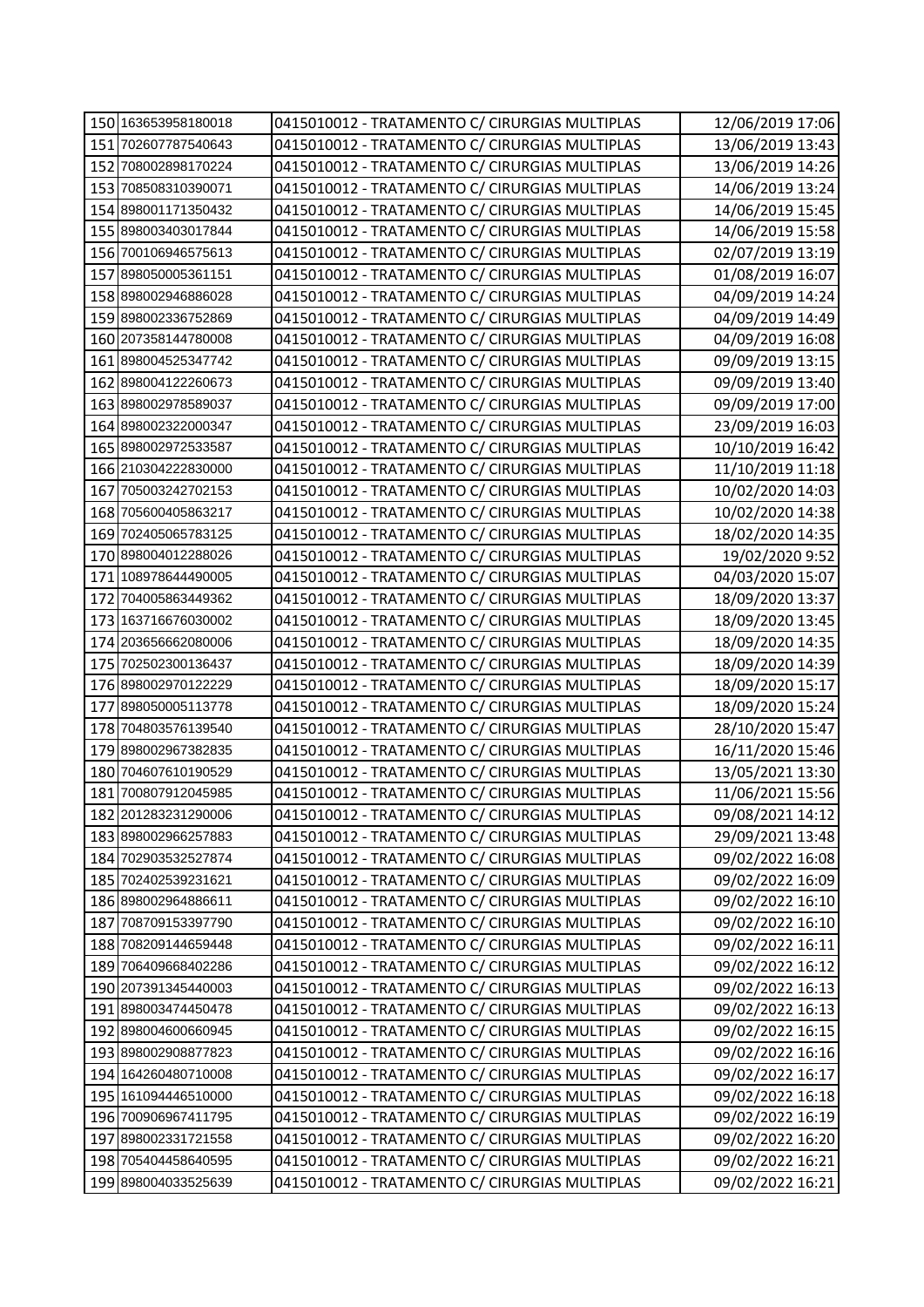| | | | |
|---|---|---|---|
| 150 | 163653958180018 | 0415010012 - TRATAMENTO C/ CIRURGIAS MULTIPLAS | 12/06/2019 17:06 |
| 151 | 702607787540643 | 0415010012 - TRATAMENTO C/ CIRURGIAS MULTIPLAS | 13/06/2019 13:43 |
| 152 | 708002898170224 | 0415010012 - TRATAMENTO C/ CIRURGIAS MULTIPLAS | 13/06/2019 14:26 |
| 153 | 708508310390071 | 0415010012 - TRATAMENTO C/ CIRURGIAS MULTIPLAS | 14/06/2019 13:24 |
| 154 | 898001171350432 | 0415010012 - TRATAMENTO C/ CIRURGIAS MULTIPLAS | 14/06/2019 15:45 |
| 155 | 898003403017844 | 0415010012 - TRATAMENTO C/ CIRURGIAS MULTIPLAS | 14/06/2019 15:58 |
| 156 | 700106946575613 | 0415010012 - TRATAMENTO C/ CIRURGIAS MULTIPLAS | 02/07/2019 13:19 |
| 157 | 898050005361151 | 0415010012 - TRATAMENTO C/ CIRURGIAS MULTIPLAS | 01/08/2019 16:07 |
| 158 | 898002946886028 | 0415010012 - TRATAMENTO C/ CIRURGIAS MULTIPLAS | 04/09/2019 14:24 |
| 159 | 898002336752869 | 0415010012 - TRATAMENTO C/ CIRURGIAS MULTIPLAS | 04/09/2019 14:49 |
| 160 | 207358144780008 | 0415010012 - TRATAMENTO C/ CIRURGIAS MULTIPLAS | 04/09/2019 16:08 |
| 161 | 898004525347742 | 0415010012 - TRATAMENTO C/ CIRURGIAS MULTIPLAS | 09/09/2019 13:15 |
| 162 | 898004122260673 | 0415010012 - TRATAMENTO C/ CIRURGIAS MULTIPLAS | 09/09/2019 13:40 |
| 163 | 898002978589037 | 0415010012 - TRATAMENTO C/ CIRURGIAS MULTIPLAS | 09/09/2019 17:00 |
| 164 | 898002322000347 | 0415010012 - TRATAMENTO C/ CIRURGIAS MULTIPLAS | 23/09/2019 16:03 |
| 165 | 898002972533587 | 0415010012 - TRATAMENTO C/ CIRURGIAS MULTIPLAS | 10/10/2019 16:42 |
| 166 | 210304222830000 | 0415010012 - TRATAMENTO C/ CIRURGIAS MULTIPLAS | 11/10/2019 11:18 |
| 167 | 705003242702153 | 0415010012 - TRATAMENTO C/ CIRURGIAS MULTIPLAS | 10/02/2020 14:03 |
| 168 | 705600405863217 | 0415010012 - TRATAMENTO C/ CIRURGIAS MULTIPLAS | 10/02/2020 14:38 |
| 169 | 702405065783125 | 0415010012 - TRATAMENTO C/ CIRURGIAS MULTIPLAS | 18/02/2020 14:35 |
| 170 | 898004012288026 | 0415010012 - TRATAMENTO C/ CIRURGIAS MULTIPLAS | 19/02/2020 9:52 |
| 171 | 108978644490005 | 0415010012 - TRATAMENTO C/ CIRURGIAS MULTIPLAS | 04/03/2020 15:07 |
| 172 | 704005863449362 | 0415010012 - TRATAMENTO C/ CIRURGIAS MULTIPLAS | 18/09/2020 13:37 |
| 173 | 163716676030002 | 0415010012 - TRATAMENTO C/ CIRURGIAS MULTIPLAS | 18/09/2020 13:45 |
| 174 | 203656662080006 | 0415010012 - TRATAMENTO C/ CIRURGIAS MULTIPLAS | 18/09/2020 14:35 |
| 175 | 702502300136437 | 0415010012 - TRATAMENTO C/ CIRURGIAS MULTIPLAS | 18/09/2020 14:39 |
| 176 | 898002970122229 | 0415010012 - TRATAMENTO C/ CIRURGIAS MULTIPLAS | 18/09/2020 15:17 |
| 177 | 898050005113778 | 0415010012 - TRATAMENTO C/ CIRURGIAS MULTIPLAS | 18/09/2020 15:24 |
| 178 | 704803576139540 | 0415010012 - TRATAMENTO C/ CIRURGIAS MULTIPLAS | 28/10/2020 15:47 |
| 179 | 898002967382835 | 0415010012 - TRATAMENTO C/ CIRURGIAS MULTIPLAS | 16/11/2020 15:46 |
| 180 | 704607610190529 | 0415010012 - TRATAMENTO C/ CIRURGIAS MULTIPLAS | 13/05/2021 13:30 |
| 181 | 700807912045985 | 0415010012 - TRATAMENTO C/ CIRURGIAS MULTIPLAS | 11/06/2021 15:56 |
| 182 | 201283231290006 | 0415010012 - TRATAMENTO C/ CIRURGIAS MULTIPLAS | 09/08/2021 14:12 |
| 183 | 898002966257883 | 0415010012 - TRATAMENTO C/ CIRURGIAS MULTIPLAS | 29/09/2021 13:48 |
| 184 | 702903532527874 | 0415010012 - TRATAMENTO C/ CIRURGIAS MULTIPLAS | 09/02/2022 16:08 |
| 185 | 702402539231621 | 0415010012 - TRATAMENTO C/ CIRURGIAS MULTIPLAS | 09/02/2022 16:09 |
| 186 | 898002964886611 | 0415010012 - TRATAMENTO C/ CIRURGIAS MULTIPLAS | 09/02/2022 16:10 |
| 187 | 708709153397790 | 0415010012 - TRATAMENTO C/ CIRURGIAS MULTIPLAS | 09/02/2022 16:10 |
| 188 | 708209144659448 | 0415010012 - TRATAMENTO C/ CIRURGIAS MULTIPLAS | 09/02/2022 16:11 |
| 189 | 706409668402286 | 0415010012 - TRATAMENTO C/ CIRURGIAS MULTIPLAS | 09/02/2022 16:12 |
| 190 | 207391345440003 | 0415010012 - TRATAMENTO C/ CIRURGIAS MULTIPLAS | 09/02/2022 16:13 |
| 191 | 898003474450478 | 0415010012 - TRATAMENTO C/ CIRURGIAS MULTIPLAS | 09/02/2022 16:13 |
| 192 | 898004600660945 | 0415010012 - TRATAMENTO C/ CIRURGIAS MULTIPLAS | 09/02/2022 16:15 |
| 193 | 898002908877823 | 0415010012 - TRATAMENTO C/ CIRURGIAS MULTIPLAS | 09/02/2022 16:16 |
| 194 | 164260480710008 | 0415010012 - TRATAMENTO C/ CIRURGIAS MULTIPLAS | 09/02/2022 16:17 |
| 195 | 161094446510000 | 0415010012 - TRATAMENTO C/ CIRURGIAS MULTIPLAS | 09/02/2022 16:18 |
| 196 | 700906967411795 | 0415010012 - TRATAMENTO C/ CIRURGIAS MULTIPLAS | 09/02/2022 16:19 |
| 197 | 898002331721558 | 0415010012 - TRATAMENTO C/ CIRURGIAS MULTIPLAS | 09/02/2022 16:20 |
| 198 | 705404458640595 | 0415010012 - TRATAMENTO C/ CIRURGIAS MULTIPLAS | 09/02/2022 16:21 |
| 199 | 898004033525639 | 0415010012 - TRATAMENTO C/ CIRURGIAS MULTIPLAS | 09/02/2022 16:21 |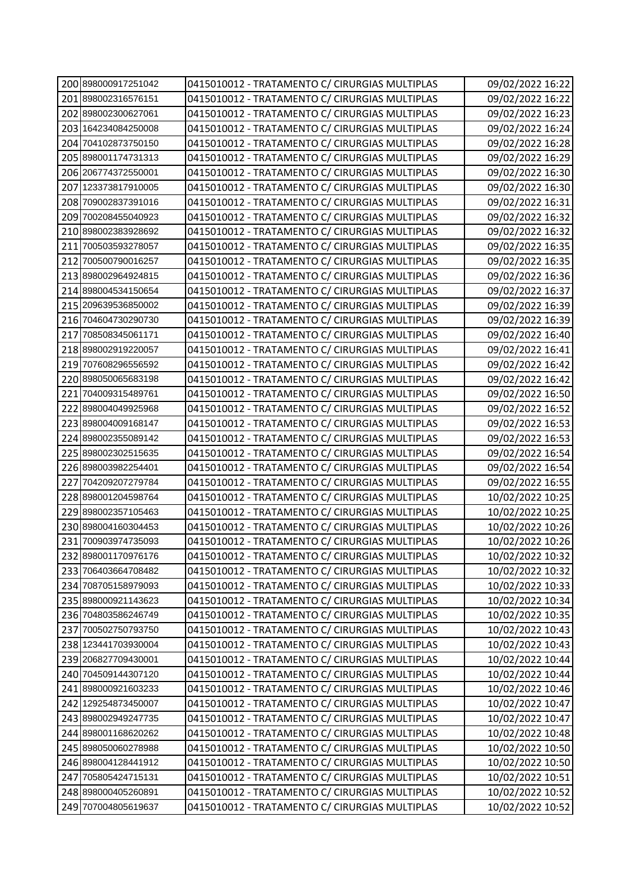| | | | |
|---|---|---|---|
| 200 | 898000917251042 | 0415010012 - TRATAMENTO C/ CIRURGIAS MULTIPLAS | 09/02/2022 16:22 |
| 201 | 898002316576151 | 0415010012 - TRATAMENTO C/ CIRURGIAS MULTIPLAS | 09/02/2022 16:22 |
| 202 | 898002300627061 | 0415010012 - TRATAMENTO C/ CIRURGIAS MULTIPLAS | 09/02/2022 16:23 |
| 203 | 164234084250008 | 0415010012 - TRATAMENTO C/ CIRURGIAS MULTIPLAS | 09/02/2022 16:24 |
| 204 | 704102873750150 | 0415010012 - TRATAMENTO C/ CIRURGIAS MULTIPLAS | 09/02/2022 16:28 |
| 205 | 898001174731313 | 0415010012 - TRATAMENTO C/ CIRURGIAS MULTIPLAS | 09/02/2022 16:29 |
| 206 | 206774372550001 | 0415010012 - TRATAMENTO C/ CIRURGIAS MULTIPLAS | 09/02/2022 16:30 |
| 207 | 123373817910005 | 0415010012 - TRATAMENTO C/ CIRURGIAS MULTIPLAS | 09/02/2022 16:30 |
| 208 | 709002837391016 | 0415010012 - TRATAMENTO C/ CIRURGIAS MULTIPLAS | 09/02/2022 16:31 |
| 209 | 700208455040923 | 0415010012 - TRATAMENTO C/ CIRURGIAS MULTIPLAS | 09/02/2022 16:32 |
| 210 | 898002383928692 | 0415010012 - TRATAMENTO C/ CIRURGIAS MULTIPLAS | 09/02/2022 16:32 |
| 211 | 700503593278057 | 0415010012 - TRATAMENTO C/ CIRURGIAS MULTIPLAS | 09/02/2022 16:35 |
| 212 | 700500790016257 | 0415010012 - TRATAMENTO C/ CIRURGIAS MULTIPLAS | 09/02/2022 16:35 |
| 213 | 898002964924815 | 0415010012 - TRATAMENTO C/ CIRURGIAS MULTIPLAS | 09/02/2022 16:36 |
| 214 | 898004534150654 | 0415010012 - TRATAMENTO C/ CIRURGIAS MULTIPLAS | 09/02/2022 16:37 |
| 215 | 209639536850002 | 0415010012 - TRATAMENTO C/ CIRURGIAS MULTIPLAS | 09/02/2022 16:39 |
| 216 | 704604730290730 | 0415010012 - TRATAMENTO C/ CIRURGIAS MULTIPLAS | 09/02/2022 16:39 |
| 217 | 708508345061171 | 0415010012 - TRATAMENTO C/ CIRURGIAS MULTIPLAS | 09/02/2022 16:40 |
| 218 | 898002919220057 | 0415010012 - TRATAMENTO C/ CIRURGIAS MULTIPLAS | 09/02/2022 16:41 |
| 219 | 707608296556592 | 0415010012 - TRATAMENTO C/ CIRURGIAS MULTIPLAS | 09/02/2022 16:42 |
| 220 | 898050065683198 | 0415010012 - TRATAMENTO C/ CIRURGIAS MULTIPLAS | 09/02/2022 16:42 |
| 221 | 704009315489761 | 0415010012 - TRATAMENTO C/ CIRURGIAS MULTIPLAS | 09/02/2022 16:50 |
| 222 | 898004049925968 | 0415010012 - TRATAMENTO C/ CIRURGIAS MULTIPLAS | 09/02/2022 16:52 |
| 223 | 898004009168147 | 0415010012 - TRATAMENTO C/ CIRURGIAS MULTIPLAS | 09/02/2022 16:53 |
| 224 | 898002355089142 | 0415010012 - TRATAMENTO C/ CIRURGIAS MULTIPLAS | 09/02/2022 16:53 |
| 225 | 898002302515635 | 0415010012 - TRATAMENTO C/ CIRURGIAS MULTIPLAS | 09/02/2022 16:54 |
| 226 | 898003982254401 | 0415010012 - TRATAMENTO C/ CIRURGIAS MULTIPLAS | 09/02/2022 16:54 |
| 227 | 704209207279784 | 0415010012 - TRATAMENTO C/ CIRURGIAS MULTIPLAS | 09/02/2022 16:55 |
| 228 | 898001204598764 | 0415010012 - TRATAMENTO C/ CIRURGIAS MULTIPLAS | 10/02/2022 10:25 |
| 229 | 898002357105463 | 0415010012 - TRATAMENTO C/ CIRURGIAS MULTIPLAS | 10/02/2022 10:25 |
| 230 | 898004160304453 | 0415010012 - TRATAMENTO C/ CIRURGIAS MULTIPLAS | 10/02/2022 10:26 |
| 231 | 700903974735093 | 0415010012 - TRATAMENTO C/ CIRURGIAS MULTIPLAS | 10/02/2022 10:26 |
| 232 | 898001170976176 | 0415010012 - TRATAMENTO C/ CIRURGIAS MULTIPLAS | 10/02/2022 10:32 |
| 233 | 706403664708482 | 0415010012 - TRATAMENTO C/ CIRURGIAS MULTIPLAS | 10/02/2022 10:32 |
| 234 | 708705158979093 | 0415010012 - TRATAMENTO C/ CIRURGIAS MULTIPLAS | 10/02/2022 10:33 |
| 235 | 898000921143623 | 0415010012 - TRATAMENTO C/ CIRURGIAS MULTIPLAS | 10/02/2022 10:34 |
| 236 | 704803586246749 | 0415010012 - TRATAMENTO C/ CIRURGIAS MULTIPLAS | 10/02/2022 10:35 |
| 237 | 700502750793750 | 0415010012 - TRATAMENTO C/ CIRURGIAS MULTIPLAS | 10/02/2022 10:43 |
| 238 | 123441703930004 | 0415010012 - TRATAMENTO C/ CIRURGIAS MULTIPLAS | 10/02/2022 10:43 |
| 239 | 206827709430001 | 0415010012 - TRATAMENTO C/ CIRURGIAS MULTIPLAS | 10/02/2022 10:44 |
| 240 | 704509144307120 | 0415010012 - TRATAMENTO C/ CIRURGIAS MULTIPLAS | 10/02/2022 10:44 |
| 241 | 898000921603233 | 0415010012 - TRATAMENTO C/ CIRURGIAS MULTIPLAS | 10/02/2022 10:46 |
| 242 | 129254873450007 | 0415010012 - TRATAMENTO C/ CIRURGIAS MULTIPLAS | 10/02/2022 10:47 |
| 243 | 898002949247735 | 0415010012 - TRATAMENTO C/ CIRURGIAS MULTIPLAS | 10/02/2022 10:47 |
| 244 | 898001168620262 | 0415010012 - TRATAMENTO C/ CIRURGIAS MULTIPLAS | 10/02/2022 10:48 |
| 245 | 898050060278988 | 0415010012 - TRATAMENTO C/ CIRURGIAS MULTIPLAS | 10/02/2022 10:50 |
| 246 | 898004128441912 | 0415010012 - TRATAMENTO C/ CIRURGIAS MULTIPLAS | 10/02/2022 10:50 |
| 247 | 705805424715131 | 0415010012 - TRATAMENTO C/ CIRURGIAS MULTIPLAS | 10/02/2022 10:51 |
| 248 | 898000405260891 | 0415010012 - TRATAMENTO C/ CIRURGIAS MULTIPLAS | 10/02/2022 10:52 |
| 249 | 707004805619637 | 0415010012 - TRATAMENTO C/ CIRURGIAS MULTIPLAS | 10/02/2022 10:52 |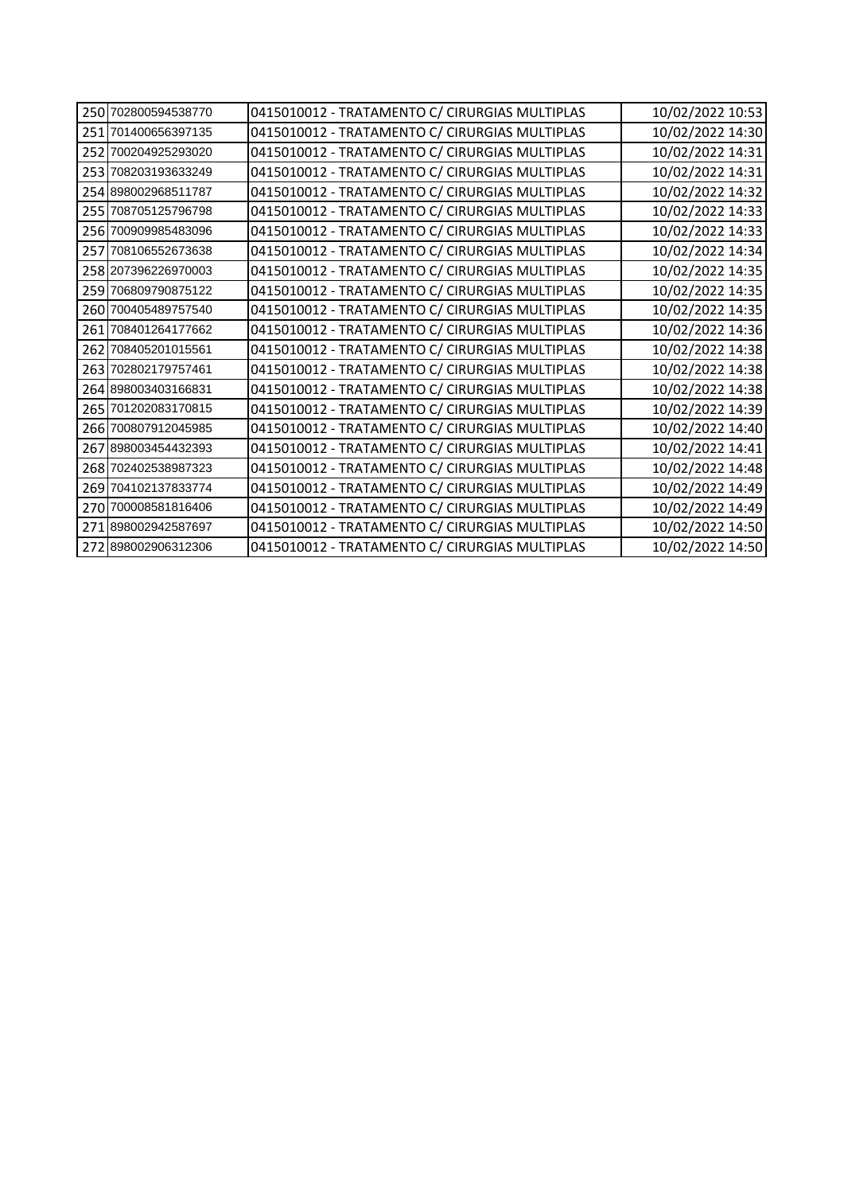| | | | |
|---|---|---|---|
| 250 | 702800594538770 | 0415010012 - TRATAMENTO C/ CIRURGIAS MULTIPLAS | 10/02/2022 10:53 |
| 251 | 701400656397135 | 0415010012 - TRATAMENTO C/ CIRURGIAS MULTIPLAS | 10/02/2022 14:30 |
| 252 | 700204925293020 | 0415010012 - TRATAMENTO C/ CIRURGIAS MULTIPLAS | 10/02/2022 14:31 |
| 253 | 708203193633249 | 0415010012 - TRATAMENTO C/ CIRURGIAS MULTIPLAS | 10/02/2022 14:31 |
| 254 | 898002968511787 | 0415010012 - TRATAMENTO C/ CIRURGIAS MULTIPLAS | 10/02/2022 14:32 |
| 255 | 708705125796798 | 0415010012 - TRATAMENTO C/ CIRURGIAS MULTIPLAS | 10/02/2022 14:33 |
| 256 | 700909985483096 | 0415010012 - TRATAMENTO C/ CIRURGIAS MULTIPLAS | 10/02/2022 14:33 |
| 257 | 708106552673638 | 0415010012 - TRATAMENTO C/ CIRURGIAS MULTIPLAS | 10/02/2022 14:34 |
| 258 | 207396226970003 | 0415010012 - TRATAMENTO C/ CIRURGIAS MULTIPLAS | 10/02/2022 14:35 |
| 259 | 706809790875122 | 0415010012 - TRATAMENTO C/ CIRURGIAS MULTIPLAS | 10/02/2022 14:35 |
| 260 | 700405489757540 | 0415010012 - TRATAMENTO C/ CIRURGIAS MULTIPLAS | 10/02/2022 14:35 |
| 261 | 708401264177662 | 0415010012 - TRATAMENTO C/ CIRURGIAS MULTIPLAS | 10/02/2022 14:36 |
| 262 | 708405201015561 | 0415010012 - TRATAMENTO C/ CIRURGIAS MULTIPLAS | 10/02/2022 14:38 |
| 263 | 702802179757461 | 0415010012 - TRATAMENTO C/ CIRURGIAS MULTIPLAS | 10/02/2022 14:38 |
| 264 | 898003403166831 | 0415010012 - TRATAMENTO C/ CIRURGIAS MULTIPLAS | 10/02/2022 14:38 |
| 265 | 701202083170815 | 0415010012 - TRATAMENTO C/ CIRURGIAS MULTIPLAS | 10/02/2022 14:39 |
| 266 | 700807912045985 | 0415010012 - TRATAMENTO C/ CIRURGIAS MULTIPLAS | 10/02/2022 14:40 |
| 267 | 898003454432393 | 0415010012 - TRATAMENTO C/ CIRURGIAS MULTIPLAS | 10/02/2022 14:41 |
| 268 | 702402538987323 | 0415010012 - TRATAMENTO C/ CIRURGIAS MULTIPLAS | 10/02/2022 14:48 |
| 269 | 704102137833774 | 0415010012 - TRATAMENTO C/ CIRURGIAS MULTIPLAS | 10/02/2022 14:49 |
| 270 | 700008581816406 | 0415010012 - TRATAMENTO C/ CIRURGIAS MULTIPLAS | 10/02/2022 14:49 |
| 271 | 898002942587697 | 0415010012 - TRATAMENTO C/ CIRURGIAS MULTIPLAS | 10/02/2022 14:50 |
| 272 | 898002906312306 | 0415010012 - TRATAMENTO C/ CIRURGIAS MULTIPLAS | 10/02/2022 14:50 |